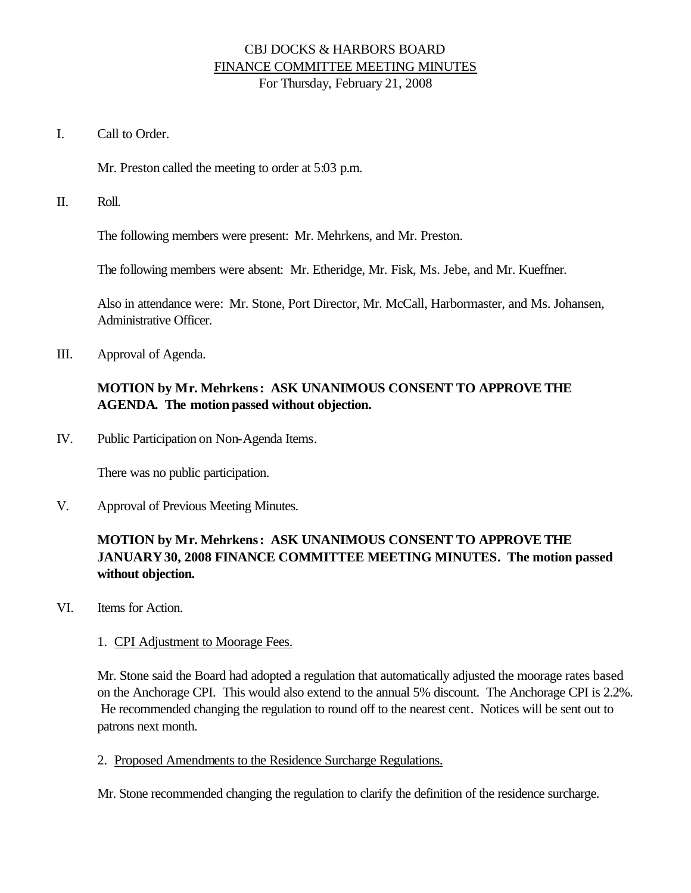# CBJ DOCKS & HARBORS BOARD

## FINANCE COMMITTEE MEETING MINUTES

For Thursday, February 21, 2008

I. Call to Order.

Mr. Preston called the meeting to order at 5:03 p.m.

II. Roll.

The following members were present: Mr. Mehrkens, and Mr. Preston.

The following members were absent: Mr. Etheridge, Mr. Fisk, Ms. Jebe, and Mr. Kueffner.

Also in attendance were: Mr. Stone, Port Director, Mr. McCall, Harbormaster, and Ms. Johansen, Administrative Officer.

III. Approval of Agenda.

**MOTION by Mr. Mehrkens: ASK UNANIMOUS CONSENT TO APPROVE THE AGENDA. The motion passed without objection.**

IV. Public Participation on Non-Agenda Items.

There was no public participation.

V. Approval of Previous Meeting Minutes.

**MOTION by Mr. Mehrkens: ASK UNANIMOUS CONSENT TO APPROVE THE JANUARY 30, 2008 FINANCE COMMITTEE MEETING MINUTES. The motion passed without objection.**

VI. Items for Action.

1. CPI Adjustment to Moorage Fees.

Mr. Stone said the Board had adopted a regulation that automatically adjusted the moorage rates based on the Anchorage CPI. This would also extend to the annual 5% discount. The Anchorage CPI is 2.2%. He recommended changing the regulation to round off to the nearest cent. Notices will be sent out to patrons next month.

2. Proposed Amendments to the Residence Surcharge Regulations.

Mr. Stone recommended changing the regulation to clarify the definition of the residence surcharge.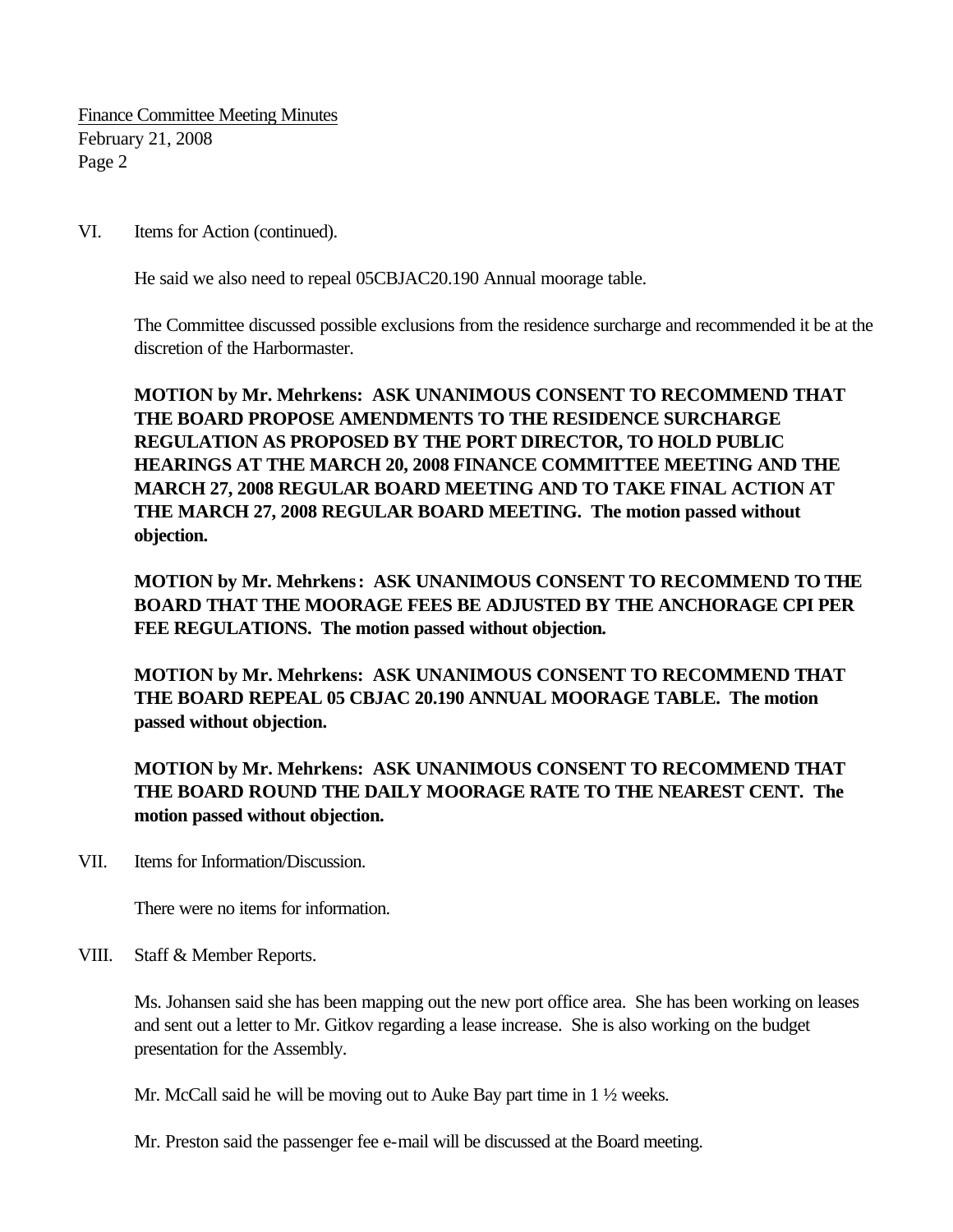VI. Items for Action (continued).

He said we also need to repeal 05CBJAC20.190 Annual moorage table.

The Committee discussed possible exclusions from the residence surcharge and recommended it be at the discretion of the Harbormaster.

**MOTION by Mr. Mehrkens: ASK UNANIMOUS CONSENT TO RECOMMEND THAT THE BOARD PROPOSE AMENDMENTS TO THE RESIDENCE SURCHARGE REGULATION AS PROPOSED BY THE PORT DIRECTOR, TO HOLD PUBLIC HEARINGS AT THE MARCH 20, 2008 FINANCE COMMITTEE MEETING AND THE MARCH 27, 2008 REGULAR BOARD MEETING AND TO TAKE FINAL ACTION AT THE MARCH 27, 2008 REGULAR BOARD MEETING. The motion passed without objection.**

**MOTION by Mr. Mehrkens: ASK UNANIMOUS CONSENT TO RECOMMEND TO THE BOARD THAT THE MOORAGE FEES BE ADJUSTED BY THE ANCHORAGE CPI PER FEE REGULATIONS. The motion passed without objection.**

**MOTION by Mr. Mehrkens: ASK UNANIMOUS CONSENT TO RECOMMEND THAT THE BOARD REPEAL 05 CBJAC 20.190 ANNUAL MOORAGE TABLE. The motion passed without objection.**

**MOTION by Mr. Mehrkens: ASK UNANIMOUS CONSENT TO RECOMMEND THAT THE BOARD ROUND THE DAILY MOORAGE RATE TO THE NEAREST CENT. The motion passed without objection.**

VII. Items for Information/Discussion.

There were no items for information.

VIII. Staff & Member Reports.

Ms. Johansen said she has been mapping out the new port office area. She has been working on leases and sent out a letter to Mr. Gitkov regarding a lease increase. She is also working on the budget presentation for the Assembly.

Mr. McCall said he will be moving out to Auke Bay part time in 1 ½ weeks.

Mr. Preston said the passenger fee e-mail will be discussed at the Board meeting.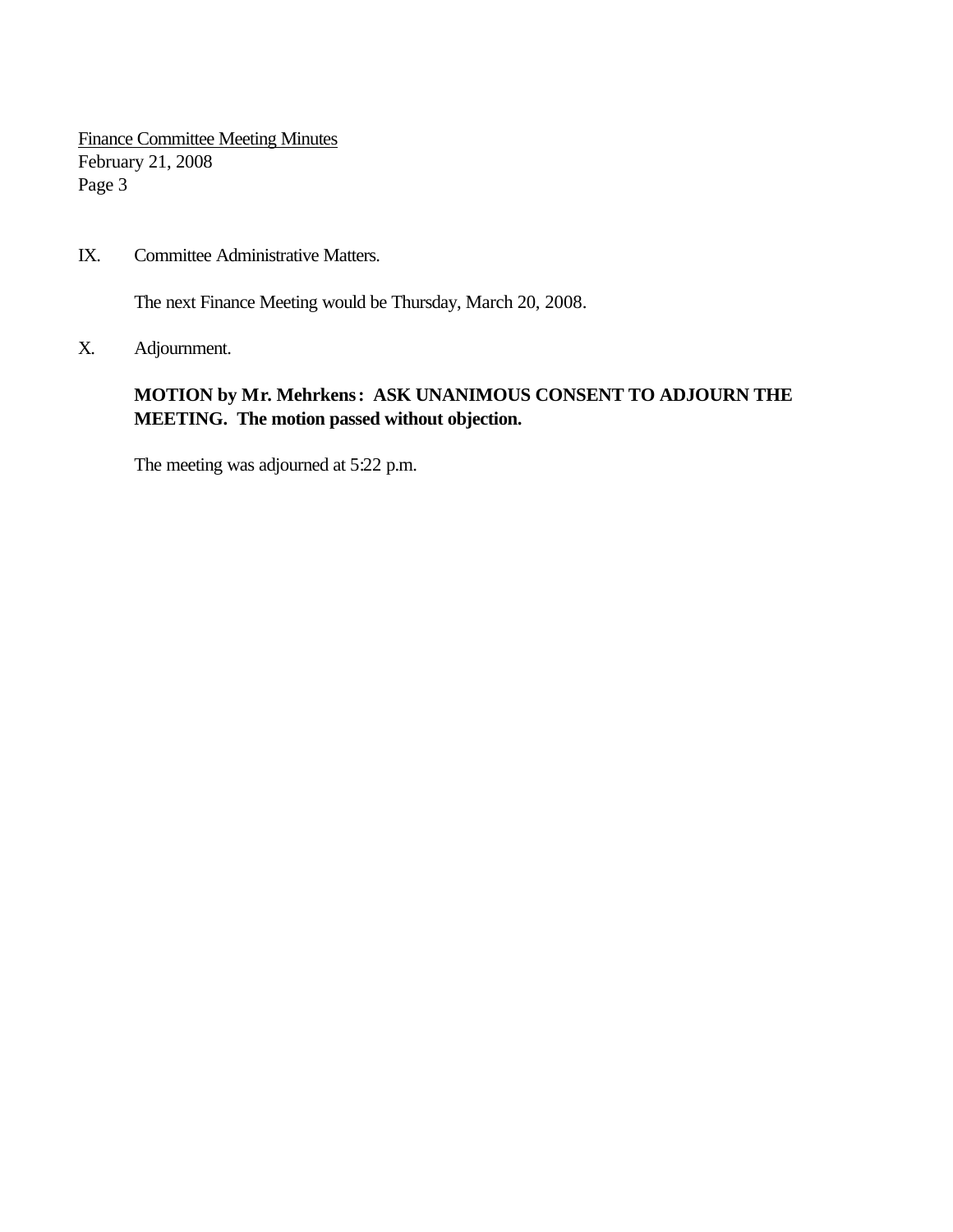IX. Committee Administrative Matters.

The next Finance Meeting would be Thursday, March 20, 2008.

X. Adjournment.

**MOTION by Mr. Mehrkens: ASK UNANIMOUS CONSENT TO ADJOURN THE MEETING. The motion passed without objection.**

The meeting was adjourned at 5:22 p.m.